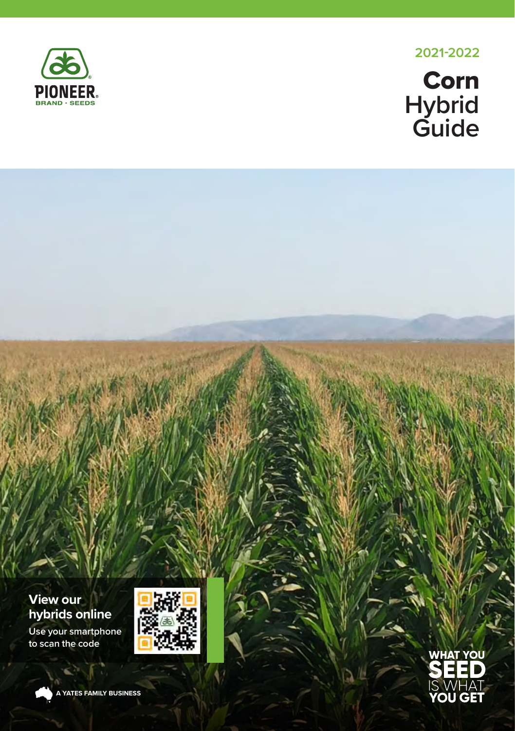PIONEER® BRAND · SEEDS

2021-2022

# Corn Hybrid Guide

**View our hybrids online**

Use your smartphone to scan the code

A YATES FAMILY BUSINESS

WHAT YOU SEED IS WHAT YOU GET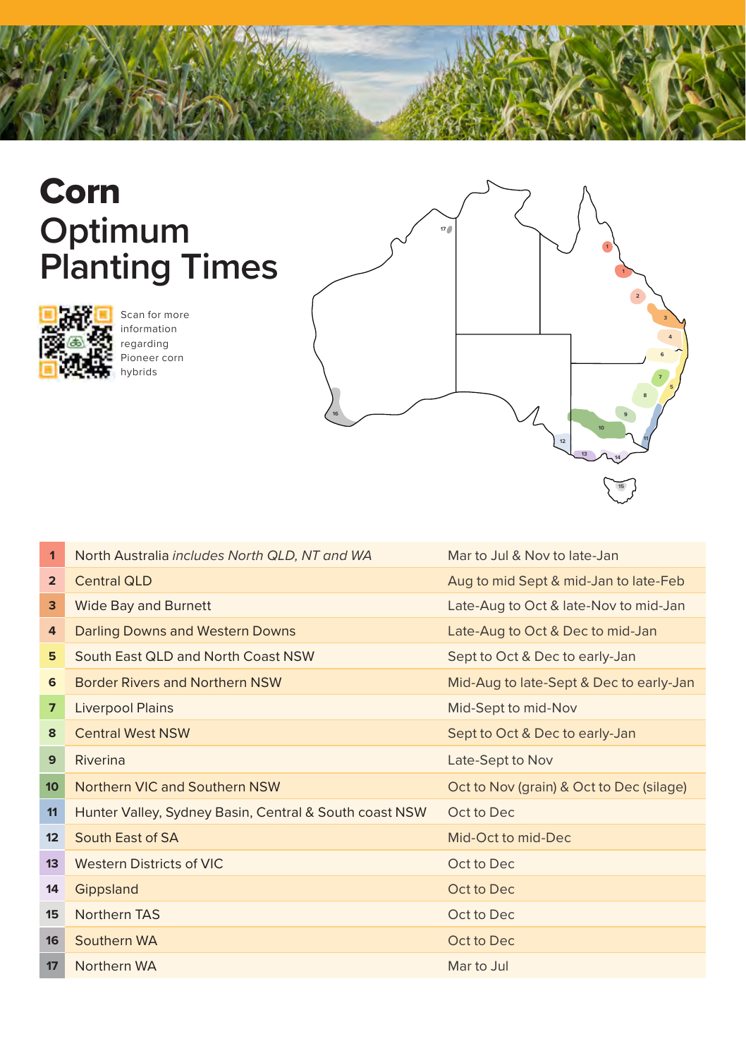# Corn Optimum Planting Times

Scan for more information regarding Pioneer corn hybrids

| | Region | Planting time |
|---|---|---|
| 1 | North Australia *includes North QLD, NT and WA* | Mar to Jul & Nov to late-Jan |
| 2 | Central QLD | Aug to mid Sept & mid-Jan to late-Feb |
| 3 | Wide Bay and Burnett | Late-Aug to Oct & late-Nov to mid-Jan |
| 4 | Darling Downs and Western Downs | Late-Aug to Oct & Dec to mid-Jan |
| 5 | South East QLD and North Coast NSW | Sept to Oct & Dec to early-Jan |
| 6 | Border Rivers and Northern NSW | Mid-Aug to late-Sept & Dec to early-Jan |
| 7 | Liverpool Plains | Mid-Sept to mid-Nov |
| 8 | Central West NSW | Sept to Oct & Dec to early-Jan |
| 9 | Riverina | Late-Sept to Nov |
| 10 | Northern VIC and Southern NSW | Oct to Nov (grain) & Oct to Dec (silage) |
| 11 | Hunter Valley, Sydney Basin, Central & South coast NSW | Oct to Dec |
| 12 | South East of SA | Mid-Oct to mid-Dec |
| 13 | Western Districts of VIC | Oct to Dec |
| 14 | Gippsland | Oct to Dec |
| 15 | Northern TAS | Oct to Dec |
| 16 | Southern WA | Oct to Dec |
| 17 | Northern WA | Mar to Jul |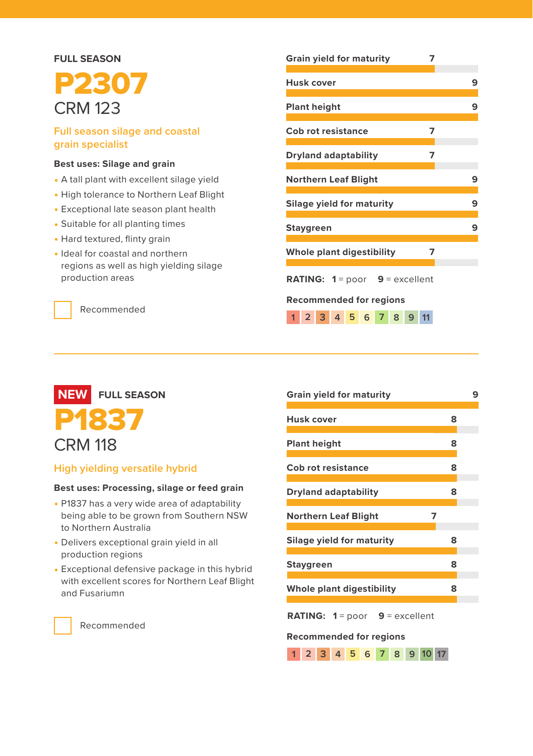FULL SEASON

# P2307

## CRM 123

### Full season silage and coastal grain specialist

**Best uses: Silage and grain**

- A tall plant with excellent silage yield
- High tolerance to Northern Leaf Blight
- Exceptional late season plant health
- Suitable for all planting times
- Hard textured, flinty grain
- Ideal for coastal and northern regions as well as high yielding silage production areas

☐ Recommended

| Trait | Rating |
|---|---|
| Grain yield for maturity | 7 |
| Husk cover | 9 |
| Plant height | 9 |
| Cob rot resistance | 7 |
| Dryland adaptability | 7 |
| Northern Leaf Blight | 9 |
| Silage yield for maturity | 9 |
| Staygreen | 9 |
| Whole plant digestibility | 7 |

**RATING:** **1** = poor **9** = excellent

**Recommended for regions**

1 2 3 4 5 6 7 8 9 11

---

**NEW** FULL SEASON

# P1837

## CRM 118

### High yielding versatile hybrid

**Best uses: Processing, silage or feed grain**

- P1837 has a very wide area of adaptability being able to be grown from Southern NSW to Northern Australia
- Delivers exceptional grain yield in all production regions
- Exceptional defensive package in this hybrid with excellent scores for Northern Leaf Blight and Fusariumn

☐ Recommended

| Trait | Rating |
|---|---|
| Grain yield for maturity | 9 |
| Husk cover | 8 |
| Plant height | 8 |
| Cob rot resistance | 8 |
| Dryland adaptability | 8 |
| Northern Leaf Blight | 7 |
| Silage yield for maturity | 8 |
| Staygreen | 8 |
| Whole plant digestibility | 8 |

**RATING:** **1** = poor **9** = excellent

**Recommended for regions**

1 2 3 4 5 6 7 8 9 10 17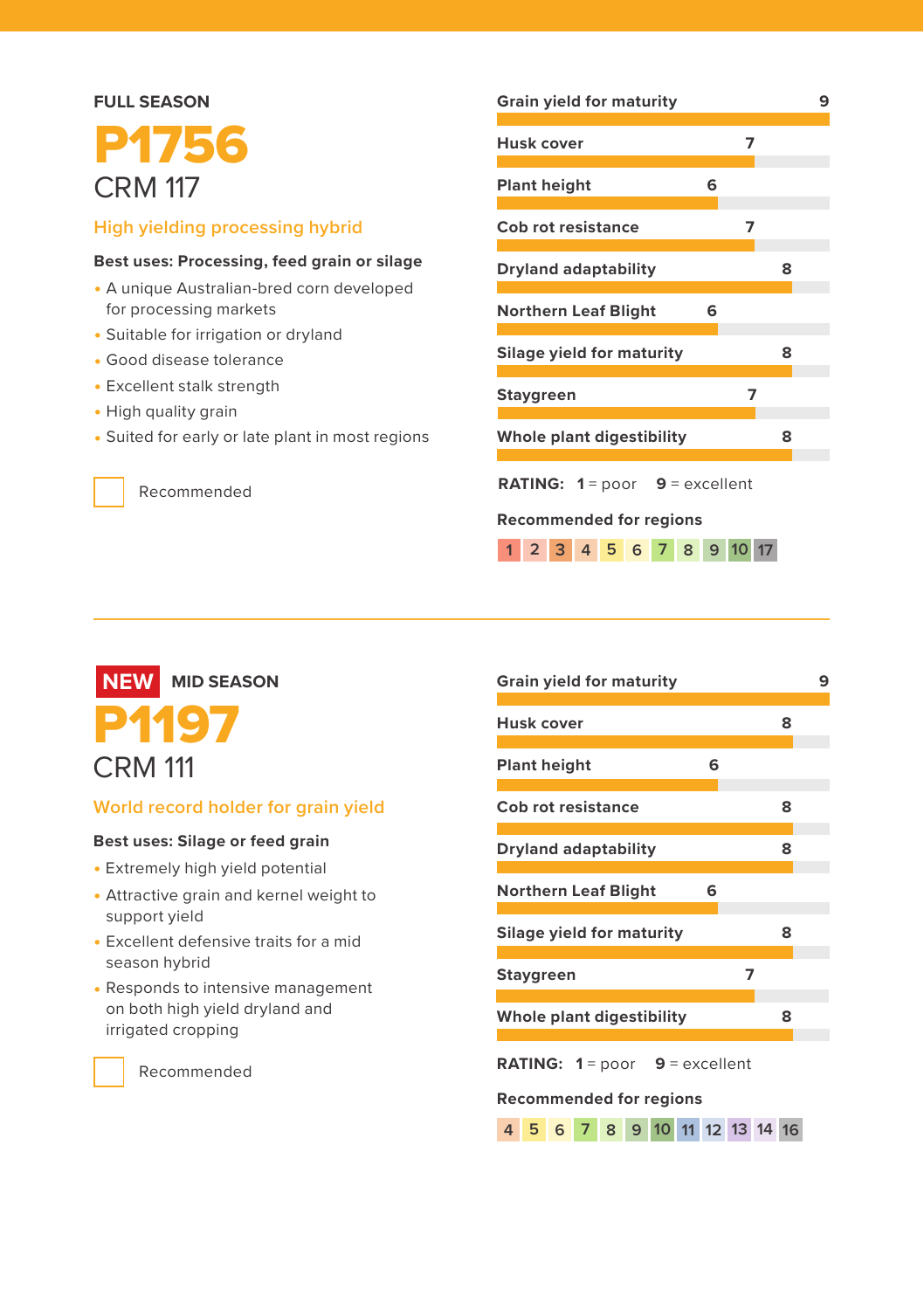FULL SEASON

# P1756

## CRM 117

### High yielding processing hybrid

**Best uses: Processing, feed grain or silage**

- A unique Australian-bred corn developed for processing markets
- Suitable for irrigation or dryland
- Good disease tolerance
- Excellent stalk strength
- High quality grain
- Suited for early or late plant in most regions

☐ Recommended

| Trait | Rating |
|---|---|
| Grain yield for maturity | 9 |
| Husk cover | 7 |
| Plant height | 6 |
| Cob rot resistance | 7 |
| Dryland adaptability | 8 |
| Northern Leaf Blight | 6 |
| Silage yield for maturity | 8 |
| Staygreen | 7 |
| Whole plant digestibility | 8 |

**RATING: 1** = poor **9** = excellent

**Recommended for regions**

1 2 3 4 5 6 7 8 9 10 17

---

**NEW** MID SEASON

# P1197

## CRM 111

### World record holder for grain yield

**Best uses: Silage or feed grain**

- Extremely high yield potential
- Attractive grain and kernel weight to support yield
- Excellent defensive traits for a mid season hybrid
- Responds to intensive management on both high yield dryland and irrigated cropping

☐ Recommended

| Trait | Rating |
|---|---|
| Grain yield for maturity | 9 |
| Husk cover | 8 |
| Plant height | 6 |
| Cob rot resistance | 8 |
| Dryland adaptability | 8 |
| Northern Leaf Blight | 6 |
| Silage yield for maturity | 8 |
| Staygreen | 7 |
| Whole plant digestibility | 8 |

**RATING: 1** = poor **9** = excellent

**Recommended for regions**

4 5 6 7 8 9 10 11 12 13 14 16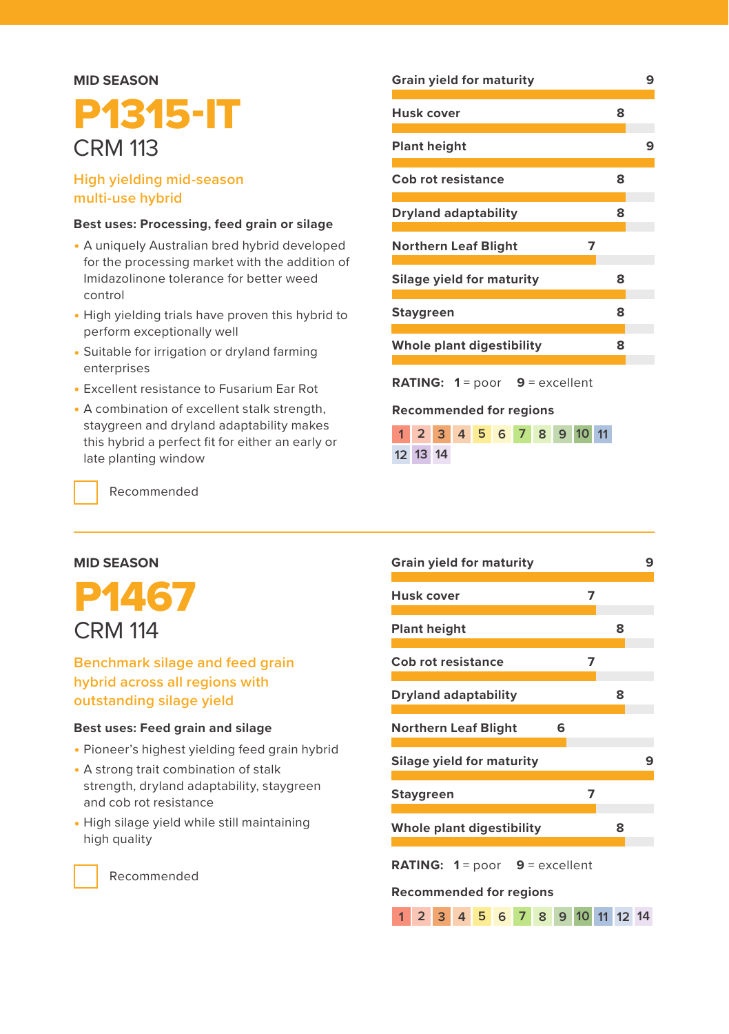MID SEASON

# P1315-IT

## CRM 113

**High yielding mid-season multi-use hybrid**

**Best uses: Processing, feed grain or silage**

- A uniquely Australian bred hybrid developed for the processing market with the addition of Imidazolinone tolerance for better weed control
- High yielding trials have proven this hybrid to perform exceptionally well
- Suitable for irrigation or dryland farming enterprises
- Excellent resistance to Fusarium Ear Rot
- A combination of excellent stalk strength, staygreen and dryland adaptability makes this hybrid a perfect fit for either an early or late planting window

☐ Recommended

| Trait | Rating |
|---|---|
| Grain yield for maturity | 9 |
| Husk cover | 8 |
| Plant height | 9 |
| Cob rot resistance | 8 |
| Dryland adaptability | 8 |
| Northern Leaf Blight | 7 |
| Silage yield for maturity | 8 |
| Staygreen | 8 |
| Whole plant digestibility | 8 |

**RATING: 1** = poor **9** = excellent

**Recommended for regions**

1 2 3 4 5 6 7 8 9 10 11 12 13 14

---

MID SEASON

# P1467

## CRM 114

**Benchmark silage and feed grain hybrid across all regions with outstanding silage yield**

**Best uses: Feed grain and silage**

- Pioneer's highest yielding feed grain hybrid
- A strong trait combination of stalk strength, dryland adaptability, staygreen and cob rot resistance
- High silage yield while still maintaining high quality

☐ Recommended

| Trait | Rating |
|---|---|
| Grain yield for maturity | 9 |
| Husk cover | 7 |
| Plant height | 8 |
| Cob rot resistance | 7 |
| Dryland adaptability | 8 |
| Northern Leaf Blight | 6 |
| Silage yield for maturity | 9 |
| Staygreen | 7 |
| Whole plant digestibility | 8 |

**RATING: 1** = poor **9** = excellent

**Recommended for regions**

1 2 3 4 5 6 7 8 9 10 11 12 14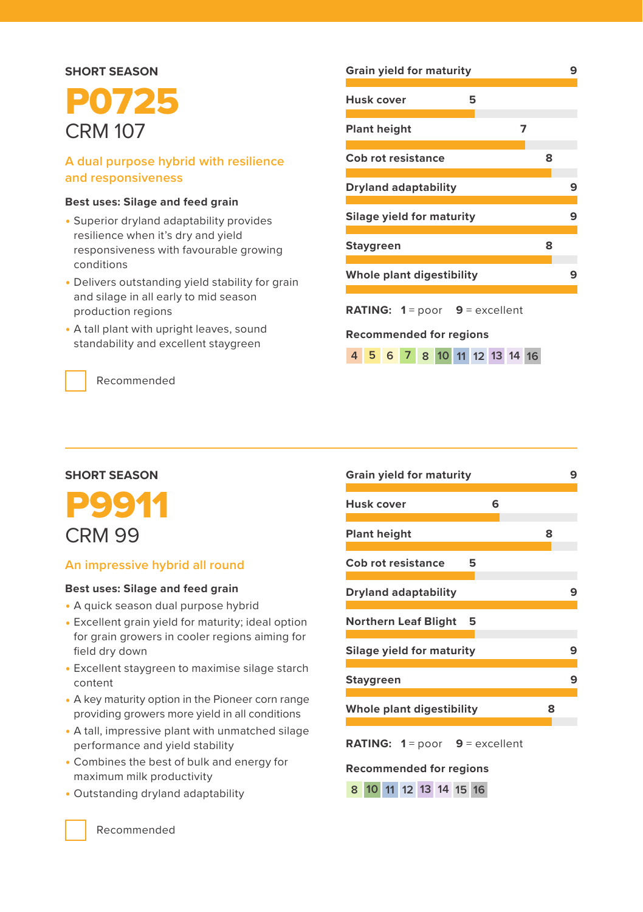SHORT SEASON

# P0725

## CRM 107

**A dual purpose hybrid with resilience and responsiveness**

**Best uses: Silage and feed grain**

- Superior dryland adaptability provides resilience when it's dry and yield responsiveness with favourable growing conditions
- Delivers outstanding yield stability for grain and silage in all early to mid season production regions
- A tall plant with upright leaves, sound standability and excellent staygreen

☐ Recommended

| Trait | Rating |
|---|---|
| Grain yield for maturity | 9 |
| Husk cover | 5 |
| Plant height | 7 |
| Cob rot resistance | 8 |
| Dryland adaptability | 9 |
| Silage yield for maturity | 9 |
| Staygreen | 8 |
| Whole plant digestibility | 9 |

**RATING:** **1** = poor **9** = excellent

**Recommended for regions**

4 5 6 7 8 10 11 12 13 14 16

---

SHORT SEASON

# P9911

## CRM 99

**An impressive hybrid all round**

**Best uses: Silage and feed grain**

- A quick season dual purpose hybrid
- Excellent grain yield for maturity; ideal option for grain growers in cooler regions aiming for field dry down
- Excellent staygreen to maximise silage starch content
- A key maturity option in the Pioneer corn range providing growers more yield in all conditions
- A tall, impressive plant with unmatched silage performance and yield stability
- Combines the best of bulk and energy for maximum milk productivity
- Outstanding dryland adaptability

☐ Recommended

| Trait | Rating |
|---|---|
| Grain yield for maturity | 9 |
| Husk cover | 6 |
| Plant height | 8 |
| Cob rot resistance | 5 |
| Dryland adaptability | 9 |
| Northern Leaf Blight | 5 |
| Silage yield for maturity | 9 |
| Staygreen | 9 |
| Whole plant digestibility | 8 |

**RATING:** **1** = poor **9** = excellent

**Recommended for regions**

8 10 11 12 13 14 15 16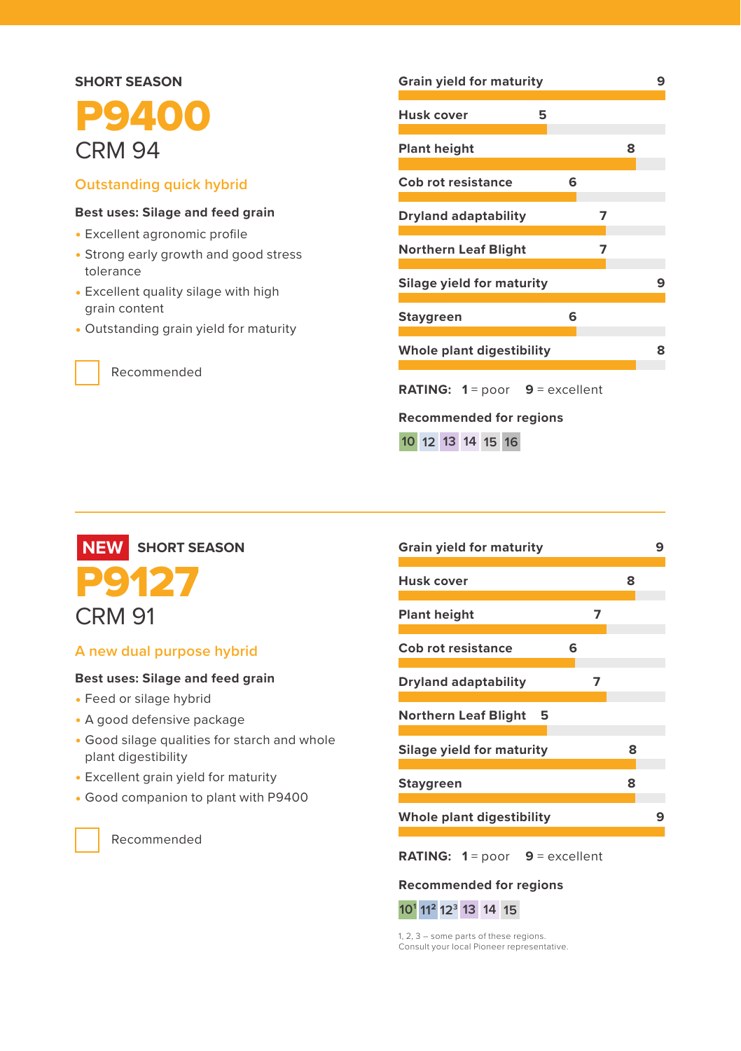SHORT SEASON

# P9400

## CRM 94

### Outstanding quick hybrid

**Best uses: Silage and feed grain**

- Excellent agronomic profile
- Strong early growth and good stress tolerance
- Excellent quality silage with high grain content
- Outstanding grain yield for maturity

☐ Recommended

| Trait | Rating |
|---|---|
| Grain yield for maturity | 9 |
| Husk cover | 5 |
| Plant height | 8 |
| Cob rot resistance | 6 |
| Dryland adaptability | 7 |
| Northern Leaf Blight | 7 |
| Silage yield for maturity | 9 |
| Staygreen | 6 |
| Whole plant digestibility | 8 |

**RATING: 1** = poor **9** = excellent

**Recommended for regions**

10 12 13 14 15 16

---

NEW SHORT SEASON

# P9127

## CRM 91

### A new dual purpose hybrid

**Best uses: Silage and feed grain**

- Feed or silage hybrid
- A good defensive package
- Good silage qualities for starch and whole plant digestibility
- Excellent grain yield for maturity
- Good companion to plant with P9400

☐ Recommended

| Trait | Rating |
|---|---|
| Grain yield for maturity | 9 |
| Husk cover | 8 |
| Plant height | 7 |
| Cob rot resistance | 6 |
| Dryland adaptability | 7 |
| Northern Leaf Blight | 5 |
| Silage yield for maturity | 8 |
| Staygreen | 8 |
| Whole plant digestibility | 9 |

**RATING: 1** = poor **9** = excellent

**Recommended for regions**

10[1] 11[2] 12[3] 13 14 15

1, 2, 3 – some parts of these regions. Consult your local Pioneer representative.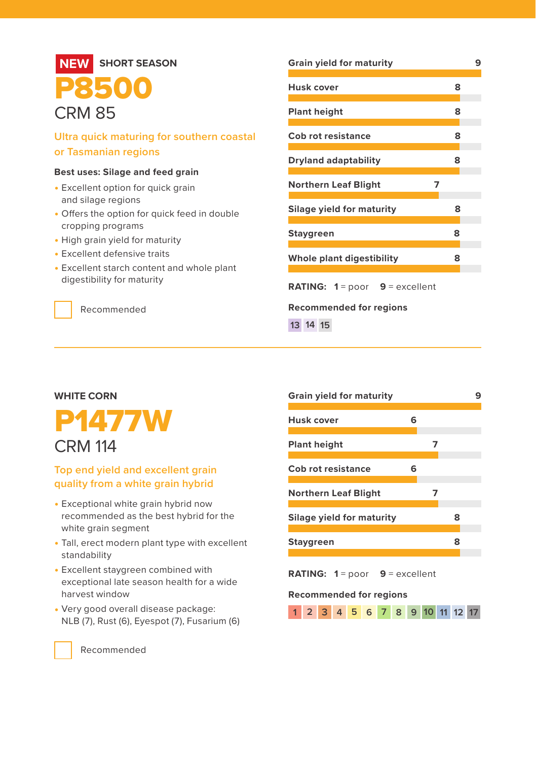NEW SHORT SEASON

# P8500

## CRM 85

**Ultra quick maturing for southern coastal or Tasmanian regions**

**Best uses: Silage and feed grain**

- Excellent option for quick grain and silage regions
- Offers the option for quick feed in double cropping programs
- High grain yield for maturity
- Excellent defensive traits
- Excellent starch content and whole plant digestibility for maturity

☐ Recommended

| Trait | Rating |
|---|---|
| Grain yield for maturity | 9 |
| Husk cover | 8 |
| Plant height | 8 |
| Cob rot resistance | 8 |
| Dryland adaptability | 8 |
| Northern Leaf Blight | 7 |
| Silage yield for maturity | 8 |
| Staygreen | 8 |
| Whole plant digestibility | 8 |

**RATING:** **1** = poor **9** = excellent

**Recommended for regions**

13 14 15

---

WHITE CORN

# P1477W

## CRM 114

**Top end yield and excellent grain quality from a white grain hybrid**

- Exceptional white grain hybrid now recommended as the best hybrid for the white grain segment
- Tall, erect modern plant type with excellent standability
- Excellent staygreen combined with exceptional late season health for a wide harvest window
- Very good overall disease package: NLB (7), Rust (6), Eyespot (7), Fusarium (6)

☐ Recommended

| Trait | Rating |
|---|---|
| Grain yield for maturity | 9 |
| Husk cover | 6 |
| Plant height | 7 |
| Cob rot resistance | 6 |
| Northern Leaf Blight | 7 |
| Silage yield for maturity | 8 |
| Staygreen | 8 |

**RATING:** **1** = poor **9** = excellent

**Recommended for regions**

1 2 3 4 5 6 7 8 9 10 11 12 17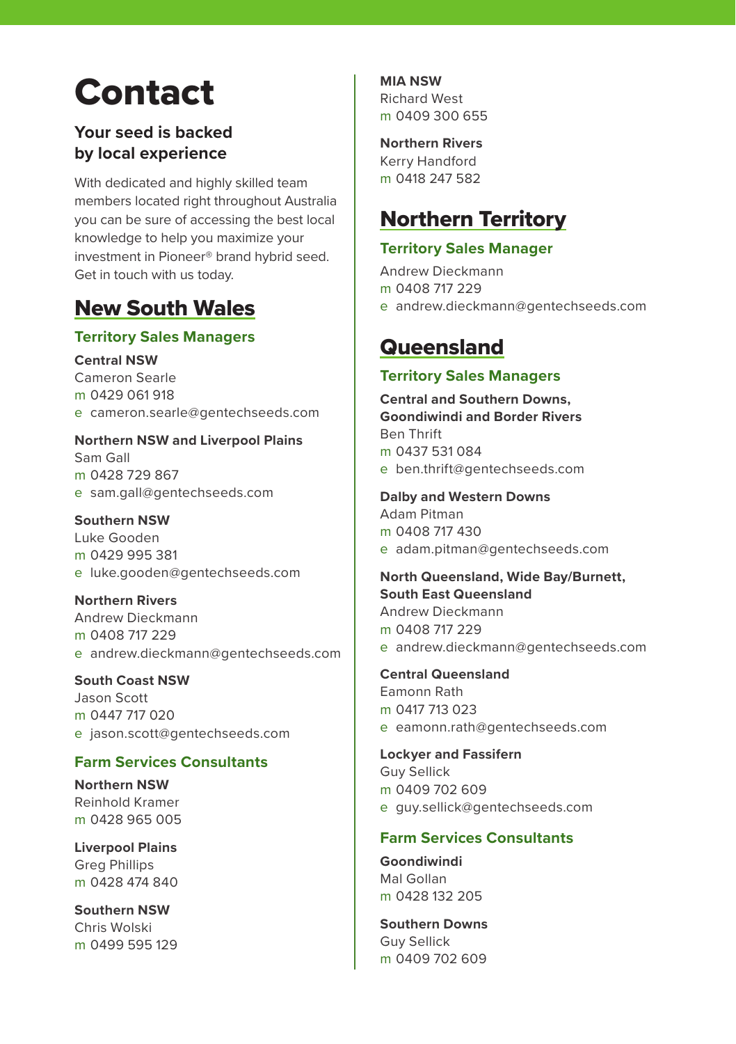# Contact

### Your seed is backed by local experience

With dedicated and highly skilled team members located right throughout Australia you can be sure of accessing the best local knowledge to help you maximize your investment in Pioneer® brand hybrid seed. Get in touch with us today.

## New South Wales

### Territory Sales Managers

**Central NSW**
Cameron Searle
m 0429 061 918
e cameron.searle@gentechseeds.com

**Northern NSW and Liverpool Plains**
Sam Gall
m 0428 729 867
e sam.gall@gentechseeds.com

**Southern NSW**
Luke Gooden
m 0429 995 381
e luke.gooden@gentechseeds.com

**Northern Rivers**
Andrew Dieckmann
m 0408 717 229
e andrew.dieckmann@gentechseeds.com

**South Coast NSW**
Jason Scott
m 0447 717 020
e jason.scott@gentechseeds.com

### Farm Services Consultants

**Northern NSW**
Reinhold Kramer
m 0428 965 005

**Liverpool Plains**
Greg Phillips
m 0428 474 840

**Southern NSW**
Chris Wolski
m 0499 595 129

**MIA NSW**
Richard West
m 0409 300 655

**Northern Rivers**
Kerry Handford
m 0418 247 582

## Northern Territory

### Territory Sales Manager

Andrew Dieckmann
m 0408 717 229
e andrew.dieckmann@gentechseeds.com

## Queensland

### Territory Sales Managers

**Central and Southern Downs, Goondiwindi and Border Rivers**
Ben Thrift
m 0437 531 084
e ben.thrift@gentechseeds.com

**Dalby and Western Downs**
Adam Pitman
m 0408 717 430
e adam.pitman@gentechseeds.com

**North Queensland, Wide Bay/Burnett, South East Queensland**
Andrew Dieckmann
m 0408 717 229
e andrew.dieckmann@gentechseeds.com

**Central Queensland**
Eamonn Rath
m 0417 713 023
e eamonn.rath@gentechseeds.com

**Lockyer and Fassifern**
Guy Sellick
m 0409 702 609
e guy.sellick@gentechseeds.com

### Farm Services Consultants

**Goondiwindi**
Mal Gollan
m 0428 132 205

**Southern Downs**
Guy Sellick
m 0409 702 609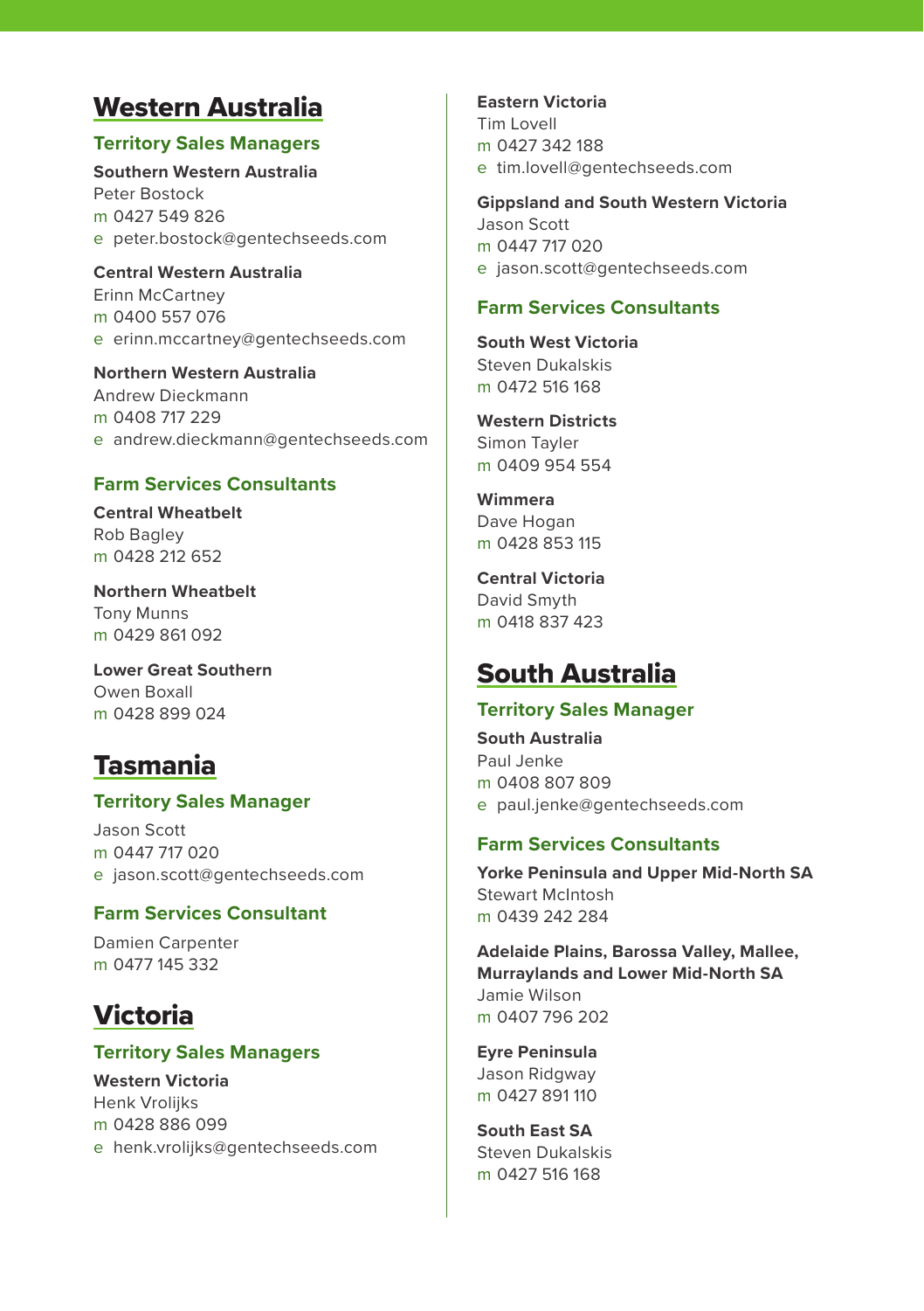# Western Australia

## Territory Sales Managers

**Southern Western Australia**
Peter Bostock
m 0427 549 826
e peter.bostock@gentechseeds.com

**Central Western Australia**
Erinn McCartney
m 0400 557 076
e erinn.mccartney@gentechseeds.com

**Northern Western Australia**
Andrew Dieckmann
m 0408 717 229
e andrew.dieckmann@gentechseeds.com

## Farm Services Consultants

**Central Wheatbelt**
Rob Bagley
m 0428 212 652

**Northern Wheatbelt**
Tony Munns
m 0429 861 092

**Lower Great Southern**
Owen Boxall
m 0428 899 024

# Tasmania

## Territory Sales Manager

Jason Scott
m 0447 717 020
e jason.scott@gentechseeds.com

## Farm Services Consultant

Damien Carpenter
m 0477 145 332

# Victoria

## Territory Sales Managers

**Western Victoria**
Henk Vrolijks
m 0428 886 099
e henk.vrolijks@gentechseeds.com

**Eastern Victoria**
Tim Lovell
m 0427 342 188
e tim.lovell@gentechseeds.com

**Gippsland and South Western Victoria**
Jason Scott
m 0447 717 020
e jason.scott@gentechseeds.com

## Farm Services Consultants

**South West Victoria**
Steven Dukalskis
m 0472 516 168

**Western Districts**
Simon Tayler
m 0409 954 554

**Wimmera**
Dave Hogan
m 0428 853 115

**Central Victoria**
David Smyth
m 0418 837 423

# South Australia

## Territory Sales Manager

**South Australia**
Paul Jenke
m 0408 807 809
e paul.jenke@gentechseeds.com

## Farm Services Consultants

**Yorke Peninsula and Upper Mid-North SA**
Stewart McIntosh
m 0439 242 284

**Adelaide Plains, Barossa Valley, Mallee, Murraylands and Lower Mid-North SA**
Jamie Wilson
m 0407 796 202

**Eyre Peninsula**
Jason Ridgway
m 0427 891 110

**South East SA**
Steven Dukalskis
m 0427 516 168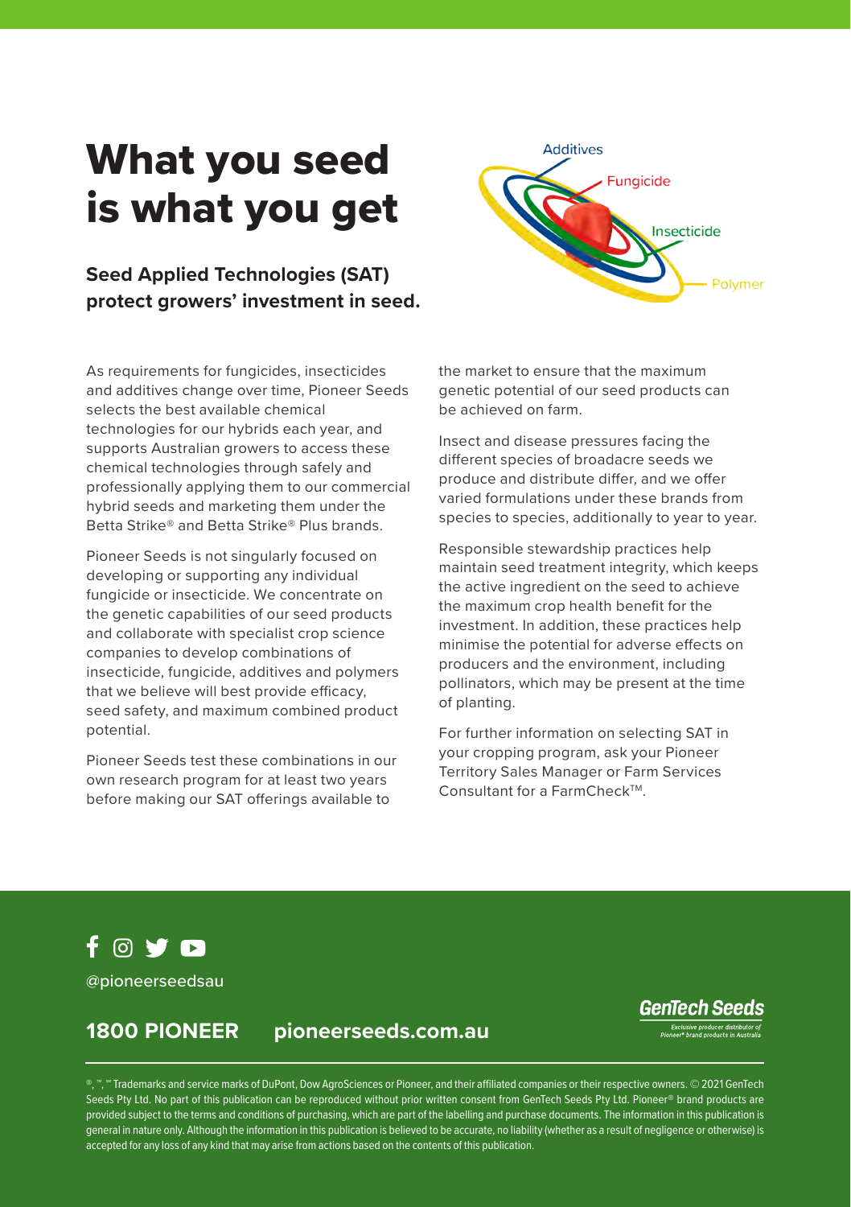# What you seed is what you get

Additives

Fungicide

Insecticide

Polymer

**Seed Applied Technologies (SAT) protect growers' investment in seed.**

As requirements for fungicides, insecticides and additives change over time, Pioneer Seeds selects the best available chemical technologies for our hybrids each year, and supports Australian growers to access these chemical technologies through safely and professionally applying them to our commercial hybrid seeds and marketing them under the Betta Strike® and Betta Strike® Plus brands.

Pioneer Seeds is not singularly focused on developing or supporting any individual fungicide or insecticide. We concentrate on the genetic capabilities of our seed products and collaborate with specialist crop science companies to develop combinations of insecticide, fungicide, additives and polymers that we believe will best provide efficacy, seed safety, and maximum combined product potential.

Pioneer Seeds test these combinations in our own research program for at least two years before making our SAT offerings available to the market to ensure that the maximum genetic potential of our seed products can be achieved on farm.

Insect and disease pressures facing the different species of broadacre seeds we produce and distribute differ, and we offer varied formulations under these brands from species to species, additionally to year to year.

Responsible stewardship practices help maintain seed treatment integrity, which keeps the active ingredient on the seed to achieve the maximum crop health benefit for the investment. In addition, these practices help minimise the potential for adverse effects on producers and the environment, including pollinators, which may be present at the time of planting.

For further information on selecting SAT in your cropping program, ask your Pioneer Territory Sales Manager or Farm Services Consultant for a FarmCheck™.

@pioneerseedsau

**1800 PIONEER** **pioneerseeds.com.au**

GenTech Seeds
Exclusive producer distributor of Pioneer® brand products in Australia

®, ™, ℠ Trademarks and service marks of DuPont, Dow AgroSciences or Pioneer, and their affiliated companies or their respective owners. © 2021 GenTech Seeds Pty Ltd. No part of this publication can be reproduced without prior written consent from GenTech Seeds Pty Ltd. Pioneer® brand products are provided subject to the terms and conditions of purchasing, which are part of the labelling and purchase documents. The information in this publication is general in nature only. Although the information in this publication is believed to be accurate, no liability (whether as a result of negligence or otherwise) is accepted for any loss of any kind that may arise from actions based on the contents of this publication.